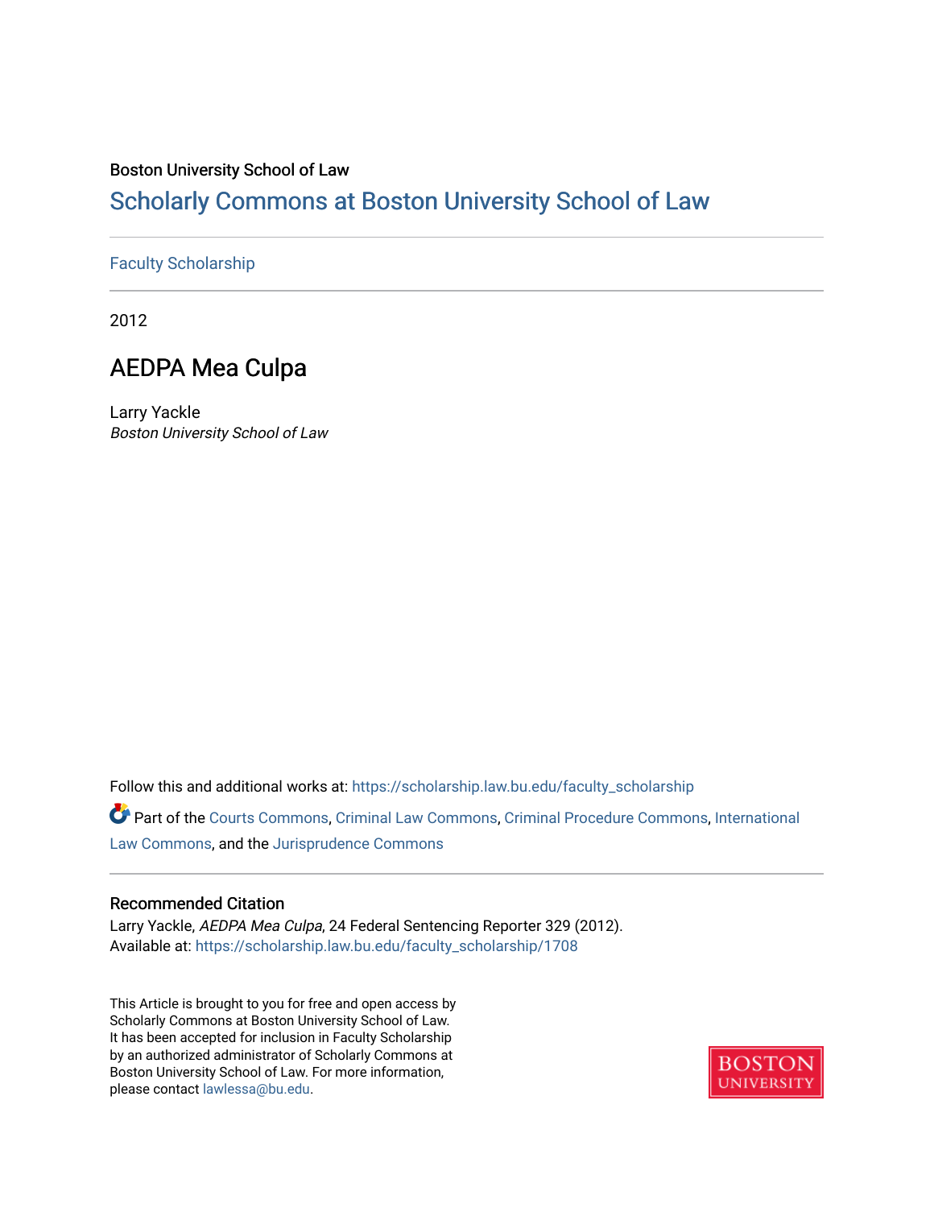Boston University School of Law

# Scholarly Commons at Boston University School of Law

Faculty Scholarship

2012

## AEDPA Mea Culpa

Larry Yackle

*Boston University School of Law*

Follow this and additional works at: https://scholarship.law.bu.edu/faculty_scholarship

Part of the Courts Commons, Criminal Law Commons, Criminal Procedure Commons, International Law Commons, and the Jurisprudence Commons

### Recommended Citation

Larry Yackle, *AEDPA Mea Culpa*, 24 Federal Sentencing Reporter 329 (2012).
Available at: https://scholarship.law.bu.edu/faculty_scholarship/1708

This Article is brought to you for free and open access by Scholarly Commons at Boston University School of Law. It has been accepted for inclusion in Faculty Scholarship by an authorized administrator of Scholarly Commons at Boston University School of Law. For more information, please contact lawlessa@bu.edu.

BOSTON UNIVERSITY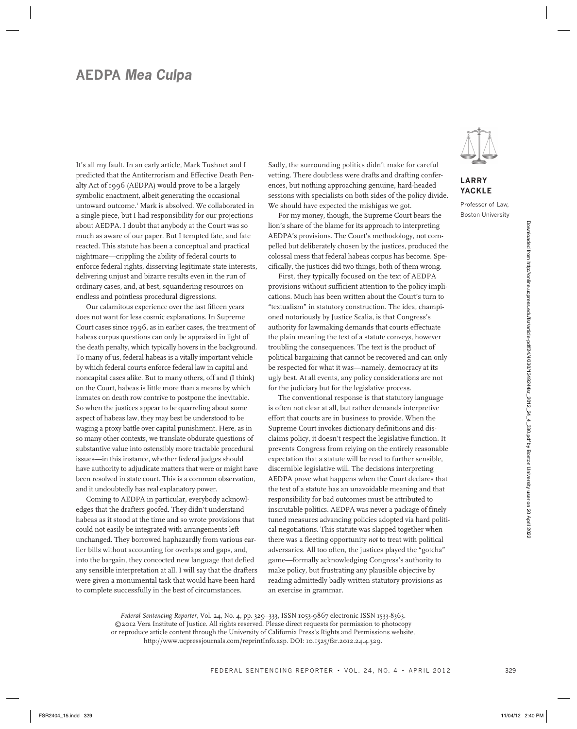# AEDPA *Mea Culpa*

**LARRY YACKLE**

Professor of Law, Boston University

It's all my fault. In an early article, Mark Tushnet and I predicted that the Antiterrorism and Effective Death Penalty Act of 1996 (AEDPA) would prove to be a largely symbolic enactment, albeit generating the occasional untoward outcome.[1] Mark is absolved. We collaborated in a single piece, but I had responsibility for our projections about AEDPA. I doubt that anybody at the Court was so much as aware of our paper. But I tempted fate, and fate reacted. This statute has been a conceptual and practical nightmare—crippling the ability of federal courts to enforce federal rights, disserving legitimate state interests, delivering unjust and bizarre results even in the run of ordinary cases, and, at best, squandering resources on endless and pointless procedural digressions.

Our calamitous experience over the last fifteen years does not want for less cosmic explanations. In Supreme Court cases since 1996, as in earlier cases, the treatment of habeas corpus questions can only be appraised in light of the death penalty, which typically hovers in the background. To many of us, federal habeas is a vitally important vehicle by which federal courts enforce federal law in capital and noncapital cases alike. But to many others, off and (I think) on the Court, habeas is little more than a means by which inmates on death row contrive to postpone the inevitable. So when the justices appear to be quarreling about some aspect of habeas law, they may best be understood to be waging a proxy battle over capital punishment. Here, as in so many other contexts, we translate obdurate questions of substantive value into ostensibly more tractable procedural issues—in this instance, whether federal judges should have authority to adjudicate matters that were or might have been resolved in state court. This is a common observation, and it undoubtedly has real explanatory power.

Coming to AEDPA in particular, everybody acknowledges that the drafters goofed. They didn't understand habeas as it stood at the time and so wrote provisions that could not easily be integrated with arrangements left unchanged. They borrowed haphazardly from various earlier bills without accounting for overlaps and gaps, and, into the bargain, they concocted new language that defied any sensible interpretation at all. I will say that the drafters were given a monumental task that would have been hard to complete successfully in the best of circumstances. Sadly, the surrounding politics didn't make for careful vetting. There doubtless were drafts and drafting conferences, but nothing approaching genuine, hard-headed sessions with specialists on both sides of the policy divide. We should have expected the mishigas we got.

For my money, though, the Supreme Court bears the lion's share of the blame for its approach to interpreting AEDPA's provisions. The Court's methodology, not compelled but deliberately chosen by the justices, produced the colossal mess that federal habeas corpus has become. Specifically, the justices did two things, both of them wrong.

First, they typically focused on the text of AEDPA provisions without sufficient attention to the policy implications. Much has been written about the Court's turn to "textualism" in statutory construction. The idea, championed notoriously by Justice Scalia, is that Congress's authority for lawmaking demands that courts effectuate the plain meaning the text of a statute conveys, however troubling the consequences. The text is the product of political bargaining that cannot be recovered and can only be respected for what it was—namely, democracy at its ugly best. At all events, any policy considerations are not for the judiciary but for the legislative process.

The conventional response is that statutory language is often not clear at all, but rather demands interpretive effort that courts are in business to provide. When the Supreme Court invokes dictionary definitions and disclaims policy, it doesn't respect the legislative function. It prevents Congress from relying on the entirely reasonable expectation that a statute will be read to further sensible, discernible legislative will. The decisions interpreting AEDPA prove what happens when the Court declares that the text of a statute has an unavoidable meaning and that responsibility for bad outcomes must be attributed to inscrutable politics. AEDPA was never a package of finely tuned measures advancing policies adopted via hard political negotiations. This statute was slapped together when there was a fleeting opportunity *not* to treat with political adversaries. All too often, the justices played the "gotcha" game—formally acknowledging Congress's authority to make policy, but frustrating any plausible objective by reading admittedly badly written statutory provisions as an exercise in grammar.

*Federal Sentencing Reporter*, Vol. 24, No. 4, pp. 329–333, ISSN 1053-9867 electronic ISSN 1533-8363. ©2012 Vera Institute of Justice. All rights reserved. Please direct requests for permission to photocopy or reproduce article content through the University of California Press's Rights and Permissions website, http://www.ucpressjournals.com/reprintInfo.asp. DOI: 10.1525/fsr.2012.24.4.329.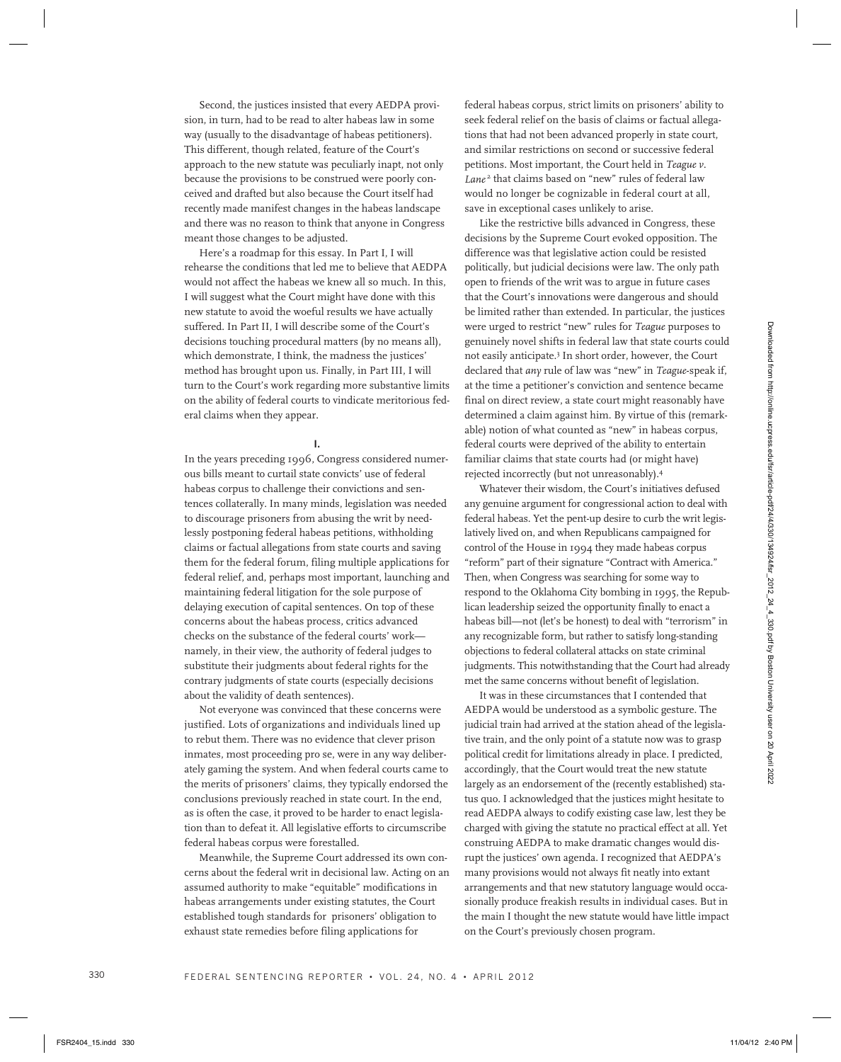Second, the justices insisted that every AEDPA provision, in turn, had to be read to alter habeas law in some way (usually to the disadvantage of habeas petitioners). This different, though related, feature of the Court's approach to the new statute was peculiarly inapt, not only because the provisions to be construed were poorly conceived and drafted but also because the Court itself had recently made manifest changes in the habeas landscape and there was no reason to think that anyone in Congress meant those changes to be adjusted.

Here's a roadmap for this essay. In Part I, I will rehearse the conditions that led me to believe that AEDPA would not affect the habeas we knew all so much. In this, I will suggest what the Court might have done with this new statute to avoid the woeful results we have actually suffered. In Part II, I will describe some of the Court's decisions touching procedural matters (by no means all), which demonstrate, I think, the madness the justices' method has brought upon us. Finally, in Part III, I will turn to the Court's work regarding more substantive limits on the ability of federal courts to vindicate meritorious federal claims when they appear.

## I.

In the years preceding 1996, Congress considered numerous bills meant to curtail state convicts' use of federal habeas corpus to challenge their convictions and sentences collaterally. In many minds, legislation was needed to discourage prisoners from abusing the writ by needlessly postponing federal habeas petitions, withholding claims or factual allegations from state courts and saving them for the federal forum, filing multiple applications for federal relief, and, perhaps most important, launching and maintaining federal litigation for the sole purpose of delaying execution of capital sentences. On top of these concerns about the habeas process, critics advanced checks on the substance of the federal courts' work—namely, in their view, the authority of federal judges to substitute their judgments about federal rights for the contrary judgments of state courts (especially decisions about the validity of death sentences).

Not everyone was convinced that these concerns were justified. Lots of organizations and individuals lined up to rebut them. There was no evidence that clever prison inmates, most proceeding pro se, were in any way deliberately gaming the system. And when federal courts came to the merits of prisoners' claims, they typically endorsed the conclusions previously reached in state court. In the end, as is often the case, it proved to be harder to enact legislation than to defeat it. All legislative efforts to circumscribe federal habeas corpus were forestalled.

Meanwhile, the Supreme Court addressed its own concerns about the federal writ in decisional law. Acting on an assumed authority to make "equitable" modifications in habeas arrangements under existing statutes, the Court established tough standards for prisoners' obligation to exhaust state remedies before filing applications for federal habeas corpus, strict limits on prisoners' ability to seek federal relief on the basis of claims or factual allegations that had not been advanced properly in state court, and similar restrictions on second or successive federal petitions. Most important, the Court held in *Teague v. Lane*[2] that claims based on "new" rules of federal law would no longer be cognizable in federal court at all, save in exceptional cases unlikely to arise.

Like the restrictive bills advanced in Congress, these decisions by the Supreme Court evoked opposition. The difference was that legislative action could be resisted politically, but judicial decisions were law. The only path open to friends of the writ was to argue in future cases that the Court's innovations were dangerous and should be limited rather than extended. In particular, the justices were urged to restrict "new" rules for *Teague* purposes to genuinely novel shifts in federal law that state courts could not easily anticipate.[3] In short order, however, the Court declared that *any* rule of law was "new" in *Teague*-speak if, at the time a petitioner's conviction and sentence became final on direct review, a state court might reasonably have determined a claim against him. By virtue of this (remarkable) notion of what counted as "new" in habeas corpus, federal courts were deprived of the ability to entertain familiar claims that state courts had (or might have) rejected incorrectly (but not unreasonably).[4]

Whatever their wisdom, the Court's initiatives defused any genuine argument for congressional action to deal with federal habeas. Yet the pent-up desire to curb the writ legislatively lived on, and when Republicans campaigned for control of the House in 1994 they made habeas corpus "reform" part of their signature "Contract with America." Then, when Congress was searching for some way to respond to the Oklahoma City bombing in 1995, the Republican leadership seized the opportunity finally to enact a habeas bill—not (let's be honest) to deal with "terrorism" in any recognizable form, but rather to satisfy long-standing objections to federal collateral attacks on state criminal judgments. This notwithstanding that the Court had already met the same concerns without benefit of legislation.

It was in these circumstances that I contended that AEDPA would be understood as a symbolic gesture. The judicial train had arrived at the station ahead of the legislative train, and the only point of a statute now was to grasp political credit for limitations already in place. I predicted, accordingly, that the Court would treat the new statute largely as an endorsement of the (recently established) status quo. I acknowledged that the justices might hesitate to read AEDPA always to codify existing case law, lest they be charged with giving the statute no practical effect at all. Yet construing AEDPA to make dramatic changes would disrupt the justices' own agenda. I recognized that AEDPA's many provisions would not always fit neatly into extant arrangements and that new statutory language would occasionally produce freakish results in individual cases. But in the main I thought the new statute would have little impact on the Court's previously chosen program.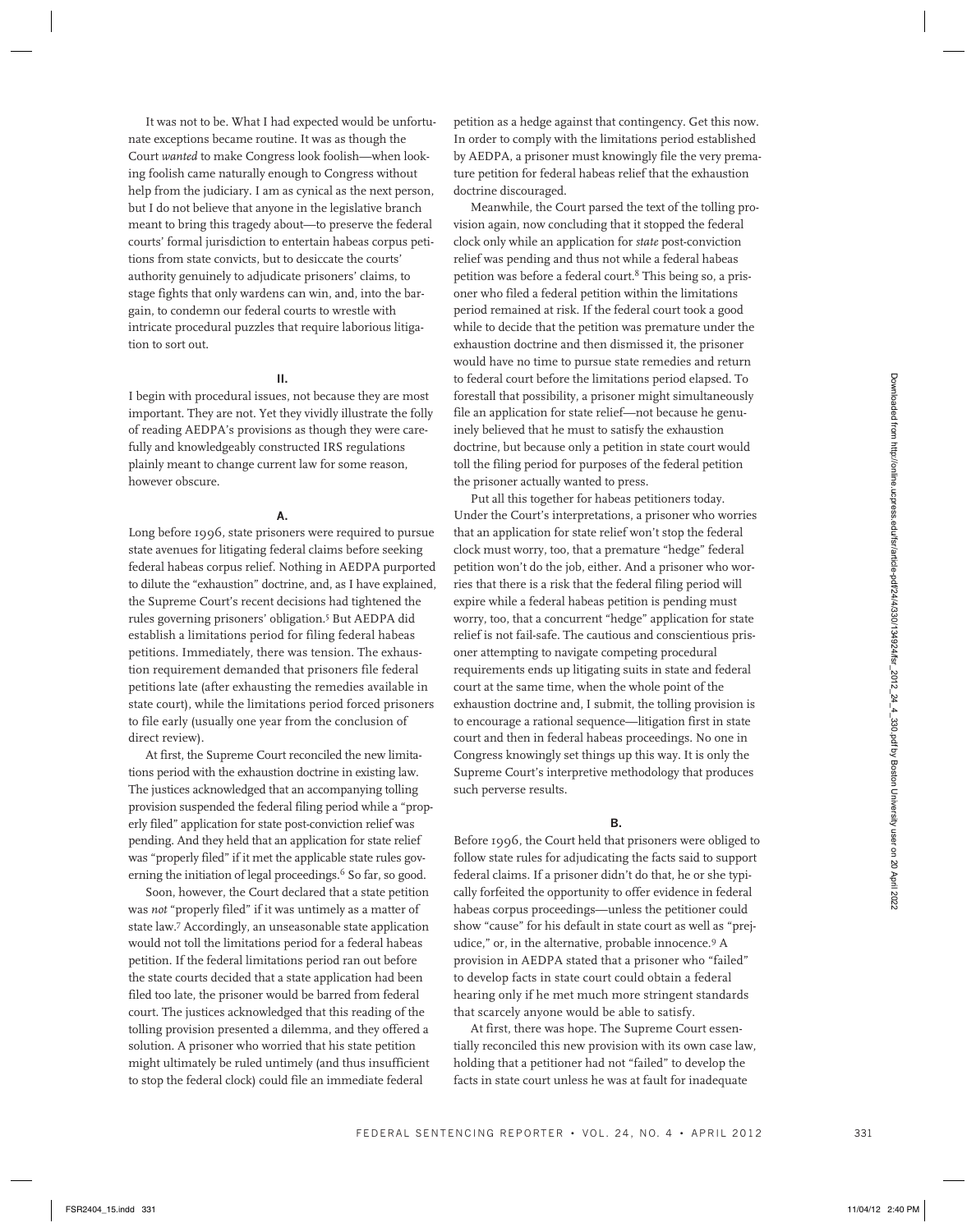It was not to be. What I had expected would be unfortunate exceptions became routine. It was as though the Court *wanted* to make Congress look foolish—when looking foolish came naturally enough to Congress without help from the judiciary. I am as cynical as the next person, but I do not believe that anyone in the legislative branch meant to bring this tragedy about—to preserve the federal courts' formal jurisdiction to entertain habeas corpus petitions from state convicts, but to desiccate the courts' authority genuinely to adjudicate prisoners' claims, to stage fights that only wardens can win, and, into the bargain, to condemn our federal courts to wrestle with intricate procedural puzzles that require laborious litigation to sort out.

## II.

I begin with procedural issues, not because they are most important. They are not. Yet they vividly illustrate the folly of reading AEDPA's provisions as though they were carefully and knowledgeably constructed IRS regulations plainly meant to change current law for some reason, however obscure.

### A.

Long before 1996, state prisoners were required to pursue state avenues for litigating federal claims before seeking federal habeas corpus relief. Nothing in AEDPA purported to dilute the "exhaustion" doctrine, and, as I have explained, the Supreme Court's recent decisions had tightened the rules governing prisoners' obligation.[5] But AEDPA did establish a limitations period for filing federal habeas petitions. Immediately, there was tension. The exhaustion requirement demanded that prisoners file federal petitions late (after exhausting the remedies available in state court), while the limitations period forced prisoners to file early (usually one year from the conclusion of direct review).

At first, the Supreme Court reconciled the new limitations period with the exhaustion doctrine in existing law. The justices acknowledged that an accompanying tolling provision suspended the federal filing period while a "properly filed" application for state post-conviction relief was pending. And they held that an application for state relief was "properly filed" if it met the applicable state rules governing the initiation of legal proceedings.[6] So far, so good.

Soon, however, the Court declared that a state petition was *not* "properly filed" if it was untimely as a matter of state law.[7] Accordingly, an unseasonable state application would not toll the limitations period for a federal habeas petition. If the federal limitations period ran out before the state courts decided that a state application had been filed too late, the prisoner would be barred from federal court. The justices acknowledged that this reading of the tolling provision presented a dilemma, and they offered a solution. A prisoner who worried that his state petition might ultimately be ruled untimely (and thus insufficient to stop the federal clock) could file an immediate federal petition as a hedge against that contingency. Get this now. In order to comply with the limitations period established by AEDPA, a prisoner must knowingly file the very premature petition for federal habeas relief that the exhaustion doctrine discouraged.

Meanwhile, the Court parsed the text of the tolling provision again, now concluding that it stopped the federal clock only while an application for *state* post-conviction relief was pending and thus not while a federal habeas petition was before a federal court.[8] This being so, a prisoner who filed a federal petition within the limitations period remained at risk. If the federal court took a good while to decide that the petition was premature under the exhaustion doctrine and then dismissed it, the prisoner would have no time to pursue state remedies and return to federal court before the limitations period elapsed. To forestall that possibility, a prisoner might simultaneously file an application for state relief—not because he genuinely believed that he must to satisfy the exhaustion doctrine, but because only a petition in state court would toll the filing period for purposes of the federal petition the prisoner actually wanted to press.

Put all this together for habeas petitioners today. Under the Court's interpretations, a prisoner who worries that an application for state relief won't stop the federal clock must worry, too, that a premature "hedge" federal petition won't do the job, either. And a prisoner who worries that there is a risk that the federal filing period will expire while a federal habeas petition is pending must worry, too, that a concurrent "hedge" application for state relief is not fail-safe. The cautious and conscientious prisoner attempting to navigate competing procedural requirements ends up litigating suits in state and federal court at the same time, when the whole point of the exhaustion doctrine and, I submit, the tolling provision is to encourage a rational sequence—litigation first in state court and then in federal habeas proceedings. No one in Congress knowingly set things up this way. It is only the Supreme Court's interpretive methodology that produces such perverse results.

### B.

Before 1996, the Court held that prisoners were obliged to follow state rules for adjudicating the facts said to support federal claims. If a prisoner didn't do that, he or she typically forfeited the opportunity to offer evidence in federal habeas corpus proceedings—unless the petitioner could show "cause" for his default in state court as well as "prejudice," or, in the alternative, probable innocence.[9] A provision in AEDPA stated that a prisoner who "failed" to develop facts in state court could obtain a federal hearing only if he met much more stringent standards that scarcely anyone would be able to satisfy.

At first, there was hope. The Supreme Court essentially reconciled this new provision with its own case law, holding that a petitioner had not "failed" to develop the facts in state court unless he was at fault for inadequate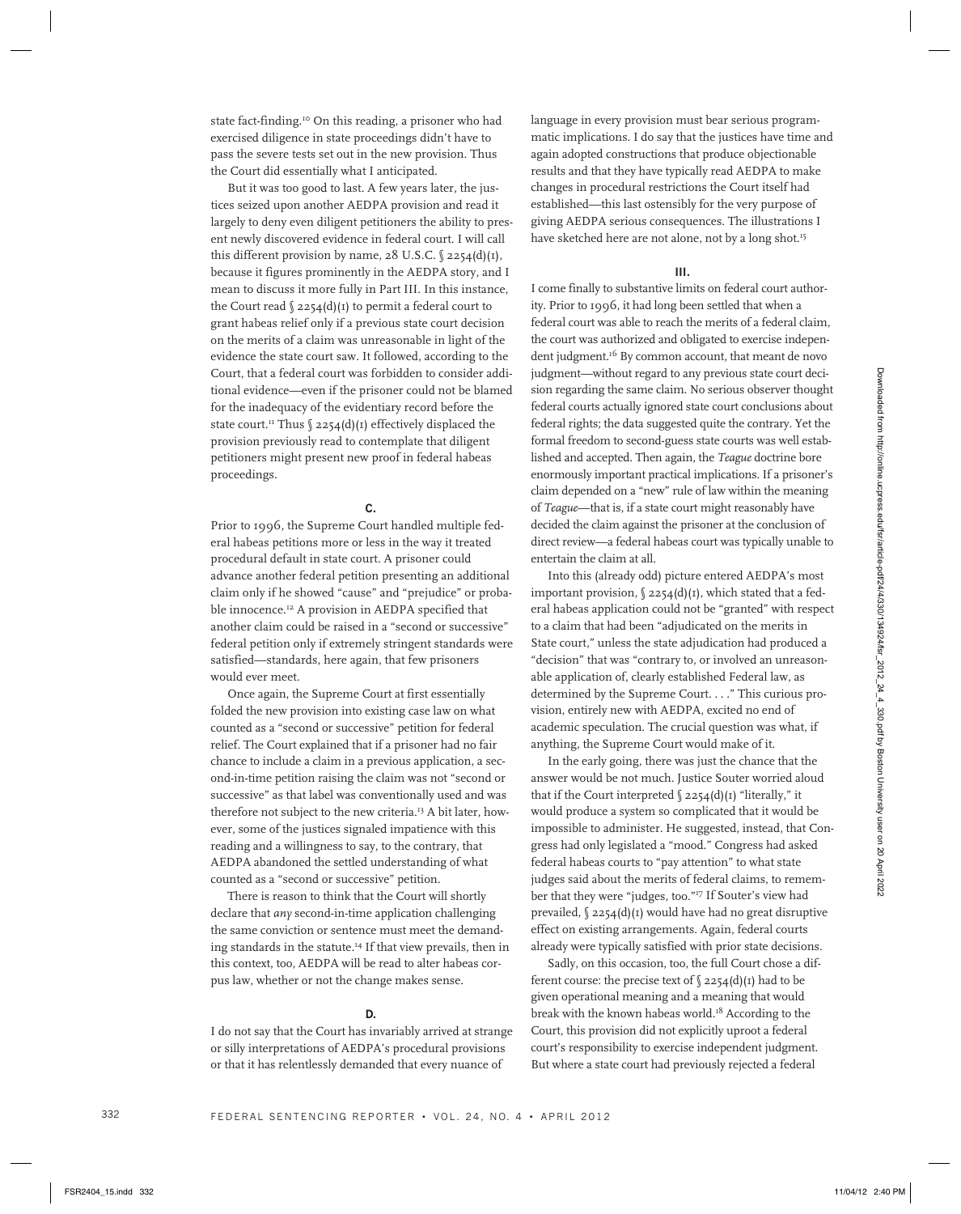state fact-finding.[10] On this reading, a prisoner who had exercised diligence in state proceedings didn't have to pass the severe tests set out in the new provision. Thus the Court did essentially what I anticipated.

But it was too good to last. A few years later, the justices seized upon another AEDPA provision and read it largely to deny even diligent petitioners the ability to present newly discovered evidence in federal court. I will call this different provision by name, 28 U.S.C. § 2254(d)(1), because it figures prominently in the AEDPA story, and I mean to discuss it more fully in Part III. In this instance, the Court read § 2254(d)(1) to permit a federal court to grant habeas relief only if a previous state court decision on the merits of a claim was unreasonable in light of the evidence the state court saw. It followed, according to the Court, that a federal court was forbidden to consider additional evidence—even if the prisoner could not be blamed for the inadequacy of the evidentiary record before the state court.[11] Thus § 2254(d)(1) effectively displaced the provision previously read to contemplate that diligent petitioners might present new proof in federal habeas proceedings.

### C.

Prior to 1996, the Supreme Court handled multiple federal habeas petitions more or less in the way it treated procedural default in state court. A prisoner could advance another federal petition presenting an additional claim only if he showed "cause" and "prejudice" or probable innocence.[12] A provision in AEDPA specified that another claim could be raised in a "second or successive" federal petition only if extremely stringent standards were satisfied—standards, here again, that few prisoners would ever meet.

Once again, the Supreme Court at first essentially folded the new provision into existing case law on what counted as a "second or successive" petition for federal relief. The Court explained that if a prisoner had no fair chance to include a claim in a previous application, a second-in-time petition raising the claim was not "second or successive" as that label was conventionally used and was therefore not subject to the new criteria.[13] A bit later, however, some of the justices signaled impatience with this reading and a willingness to say, to the contrary, that AEDPA abandoned the settled understanding of what counted as a "second or successive" petition.

There is reason to think that the Court will shortly declare that *any* second-in-time application challenging the same conviction or sentence must meet the demanding standards in the statute.[14] If that view prevails, then in this context, too, AEDPA will be read to alter habeas corpus law, whether or not the change makes sense.

### D.

I do not say that the Court has invariably arrived at strange or silly interpretations of AEDPA's procedural provisions or that it has relentlessly demanded that every nuance of language in every provision must bear serious programmatic implications. I do say that the justices have time and again adopted constructions that produce objectionable results and that they have typically read AEDPA to make changes in procedural restrictions the Court itself had established—this last ostensibly for the very purpose of giving AEDPA serious consequences. The illustrations I have sketched here are not alone, not by a long shot.[15]

## III.

I come finally to substantive limits on federal court authority. Prior to 1996, it had long been settled that when a federal court was able to reach the merits of a federal claim, the court was authorized and obligated to exercise independent judgment.[16] By common account, that meant de novo judgment—without regard to any previous state court decision regarding the same claim. No serious observer thought federal courts actually ignored state court conclusions about federal rights; the data suggested quite the contrary. Yet the formal freedom to second-guess state courts was well established and accepted. Then again, the *Teague* doctrine bore enormously important practical implications. If a prisoner's claim depended on a "new" rule of law within the meaning of *Teague*—that is, if a state court might reasonably have decided the claim against the prisoner at the conclusion of direct review—a federal habeas court was typically unable to entertain the claim at all.

Into this (already odd) picture entered AEDPA's most important provision, § 2254(d)(1), which stated that a federal habeas application could not be "granted" with respect to a claim that had been "adjudicated on the merits in State court," unless the state adjudication had produced a "decision" that was "contrary to, or involved an unreasonable application of, clearly established Federal law, as determined by the Supreme Court. . . ." This curious provision, entirely new with AEDPA, excited no end of academic speculation. The crucial question was what, if anything, the Supreme Court would make of it.

In the early going, there was just the chance that the answer would be not much. Justice Souter worried aloud that if the Court interpreted § 2254(d)(1) "literally," it would produce a system so complicated that it would be impossible to administer. He suggested, instead, that Congress had only legislated a "mood." Congress had asked federal habeas courts to "pay attention" to what state judges said about the merits of federal claims, to remember that they were "judges, too."[17] If Souter's view had prevailed, § 2254(d)(1) would have had no great disruptive effect on existing arrangements. Again, federal courts already were typically satisfied with prior state decisions.

Sadly, on this occasion, too, the full Court chose a different course: the precise text of § 2254(d)(1) had to be given operational meaning and a meaning that would break with the known habeas world.[18] According to the Court, this provision did not explicitly uproot a federal court's responsibility to exercise independent judgment. But where a state court had previously rejected a federal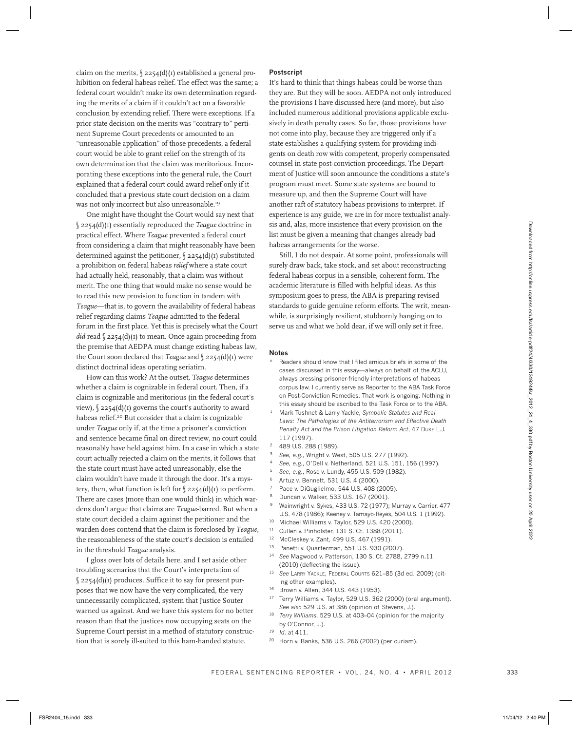claim on the merits, § 2254(d)(1) established a general prohibition on federal habeas relief. The effect was the same; a federal court wouldn't make its own determination regarding the merits of a claim if it couldn't act on a favorable conclusion by extending relief. There were exceptions. If a prior state decision on the merits was "contrary to" pertinent Supreme Court precedents or amounted to an "unreasonable application" of those precedents, a federal court would be able to grant relief on the strength of its own determination that the claim was meritorious. Incorporating these exceptions into the general rule, the Court explained that a federal court could award relief only if it concluded that a previous state court decision on a claim was not only incorrect but also unreasonable.[19]

One might have thought the Court would say next that § 2254(d)(1) essentially reproduced the *Teague* doctrine in practical effect. Where *Teague* prevented a federal court from considering a claim that might reasonably have been determined against the petitioner, § 2254(d)(1) substituted a prohibition on federal habeas *relief* where a state court had actually held, reasonably, that a claim was without merit. The one thing that would make no sense would be to read this new provision to function in tandem with *Teague*—that is, to govern the availability of federal habeas relief regarding claims *Teague* admitted to the federal forum in the first place. Yet this is precisely what the Court *did* read § 2254(d)(1) to mean. Once again proceeding from the premise that AEDPA must change existing habeas law, the Court soon declared that *Teague* and § 2254(d)(1) were distinct doctrinal ideas operating seriatim.

How can this work? At the outset, *Teague* determines whether a claim is cognizable in federal court. Then, if a claim is cognizable and meritorious (in the federal court's view), § 2254(d)(1) governs the court's authority to award habeas relief.[20] But consider that a claim is cognizable under *Teague* only if, at the time a prisoner's conviction and sentence became final on direct review, no court could reasonably have held against him. In a case in which a state court actually rejected a claim on the merits, it follows that the state court must have acted unreasonably, else the claim wouldn't have made it through the door. It's a mystery, then, what function is left for § 2254(d)(1) to perform. There are cases (more than one would think) in which wardens don't argue that claims are *Teague*-barred. But when a state court decided a claim against the petitioner and the warden does contend that the claim is foreclosed by *Teague*, the reasonableness of the state court's decision is entailed in the threshold *Teague* analysis.

I gloss over lots of details here, and I set aside other troubling scenarios that the Court's interpretation of § 2254(d)(1) produces. Suffice it to say for present purposes that we now have the very complicated, the very unnecessarily complicated, system that Justice Souter warned us against. And we have this system for no better reason than that the justices now occupying seats on the Supreme Court persist in a method of statutory construction that is sorely ill-suited to this ham-handed statute.

## Postscript

It's hard to think that things habeas could be worse than they are. But they will be soon. AEDPA not only introduced the provisions I have discussed here (and more), but also included numerous additional provisions applicable exclusively in death penalty cases. So far, those provisions have not come into play, because they are triggered only if a state establishes a qualifying system for providing indigents on death row with competent, properly compensated counsel in state post-conviction proceedings. The Department of Justice will soon announce the conditions a state's program must meet. Some state systems are bound to measure up, and then the Supreme Court will have another raft of statutory habeas provisions to interpret. If experience is any guide, we are in for more textualist analysis and, alas, more insistence that every provision on the list must be given a meaning that changes already bad habeas arrangements for the worse.

Still, I do not despair. At some point, professionals will surely draw back, take stock, and set about reconstructing federal habeas corpus in a sensible, coherent form. The academic literature is filled with helpful ideas. As this symposium goes to press, the ABA is preparing revised standards to guide genuine reform efforts. The writ, meanwhile, is surprisingly resilient, stubbornly hanging on to serve us and what we hold dear, if we will only set it free.

## Notes

\* Readers should know that I filed amicus briefs in some of the cases discussed in this essay—always on behalf of the ACLU, always pressing prisoner-friendly interpretations of habeas corpus law. I currently serve as Reporter to the ABA Task Force on Post-Conviction Remedies. That work is ongoing. Nothing in this essay should be ascribed to the Task Force or to the ABA.

1. Mark Tushnet & Larry Yackle, *Symbolic Statutes and Real Laws: The Pathologies of the Antiterrorism and Effective Death Penalty Act and the Prison Litigation Reform Act*, 47 Duke L.J. 117 (1997).
2. 489 U.S. 288 (1989).
3. *See, e.g.*, Wright v. West, 505 U.S. 277 (1992).
4. *See, e.g.*, O'Dell v. Netherland, 521 U.S. 151, 156 (1997).
5. *See, e.g.*, Rose v. Lundy, 455 U.S. 509 (1982).
6. Artuz v. Bennett, 531 U.S. 4 (2000).
7. Pace v. DiGuglielmo, 544 U.S. 408 (2005).
8. Duncan v. Walker, 533 U.S. 167 (2001).
9. Wainwright v. Sykes, 433 U.S. 72 (1977); Murray v. Carrier, 477 U.S. 478 (1986); Keeney v. Tamayo-Reyes, 504 U.S. 1 (1992).
10. Michael Williams v. Taylor, 529 U.S. 420 (2000).
11. Cullen v. Pinholster, 131 S. Ct. 1388 (2011).
12. McCleskey v. Zant, 499 U.S. 467 (1991).
13. Panetti v. Quarterman, 551 U.S. 930 (2007).
14. *See* Magwood v. Patterson, 130 S. Ct. 2788, 2799 n.11 (2010) (deflecting the issue).
15. *See* Larry Yackle, Federal Courts 621–85 (3d ed. 2009) (citing other examples).
16. Brown v. Allen, 344 U.S. 443 (1953).
17. Terry Williams v. Taylor, 529 U.S. 362 (2000) (oral argument). *See also* 529 U.S. at 386 (opinion of Stevens, J.).
18. *Terry Williams*, 529 U.S. at 403–04 (opinion for the majority by O'Connor, J.).
19. *Id.* at 411.
20. Horn v. Banks, 536 U.S. 266 (2002) (per curiam).